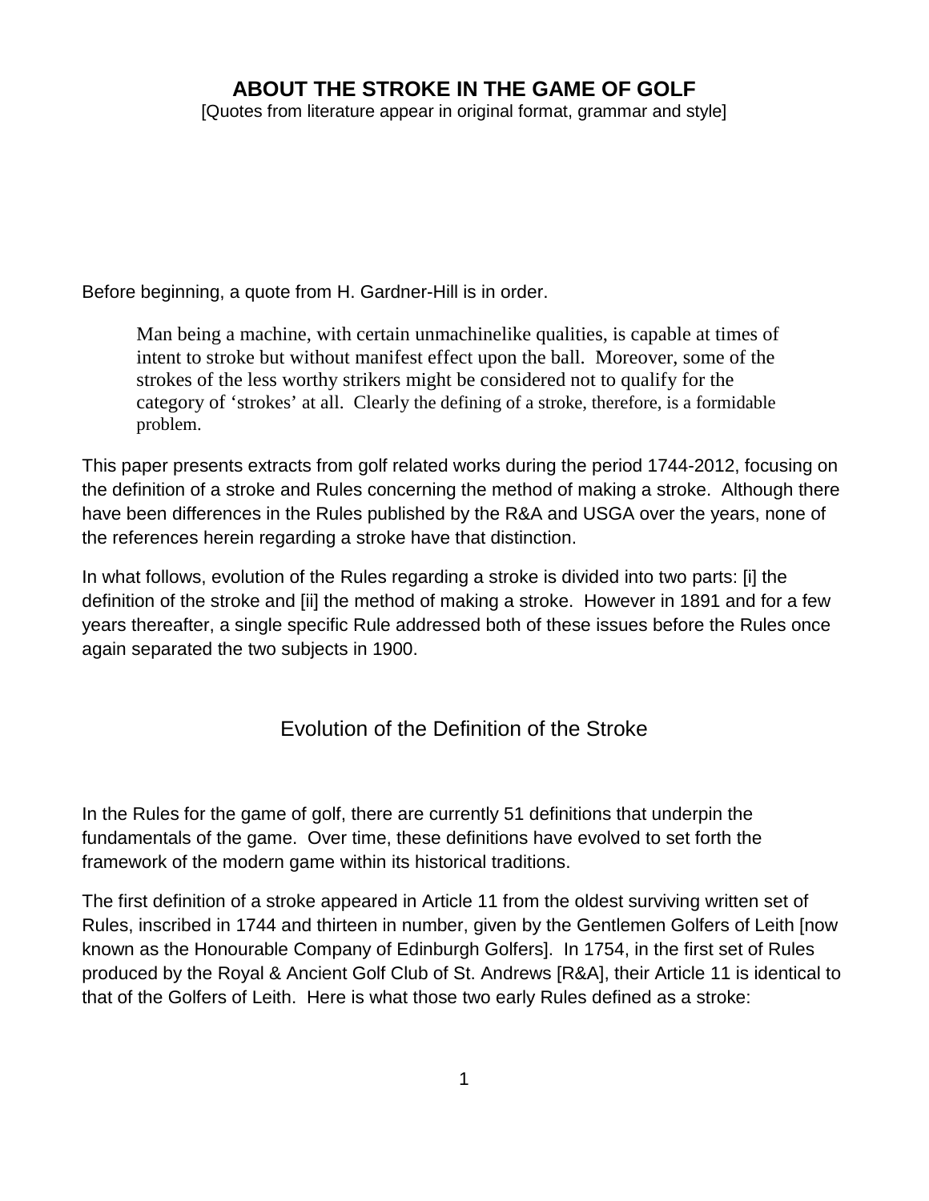# ABOUT THE STROKE IN THE GAME OF GOLF

[Quotes from literature appear in original format, grammar and style]

Before beginning, a quote from H. Gardner-Hill is in order.

> Man being a machine, with certain unmachinelike qualities, is capable at times of intent to stroke but without manifest effect upon the ball. Moreover, some of the strokes of the less worthy strikers might be considered not to qualify for the category of 'strokes' at all. Clearly the defining of a stroke, therefore, is a formidable problem.

This paper presents extracts from golf related works during the period 1744-2012, focusing on the definition of a stroke and Rules concerning the method of making a stroke. Although there have been differences in the Rules published by the R&A and USGA over the years, none of the references herein regarding a stroke have that distinction.

In what follows, evolution of the Rules regarding a stroke is divided into two parts: [i] the definition of the stroke and [ii] the method of making a stroke. However in 1891 and for a few years thereafter, a single specific Rule addressed both of these issues before the Rules once again separated the two subjects in 1900.

## Evolution of the Definition of the Stroke

In the Rules for the game of golf, there are currently 51 definitions that underpin the fundamentals of the game. Over time, these definitions have evolved to set forth the framework of the modern game within its historical traditions.

The first definition of a stroke appeared in Article 11 from the oldest surviving written set of Rules, inscribed in 1744 and thirteen in number, given by the Gentlemen Golfers of Leith [now known as the Honourable Company of Edinburgh Golfers]. In 1754, in the first set of Rules produced by the Royal & Ancient Golf Club of St. Andrews [R&A], their Article 11 is identical to that of the Golfers of Leith. Here is what those two early Rules defined as a stroke: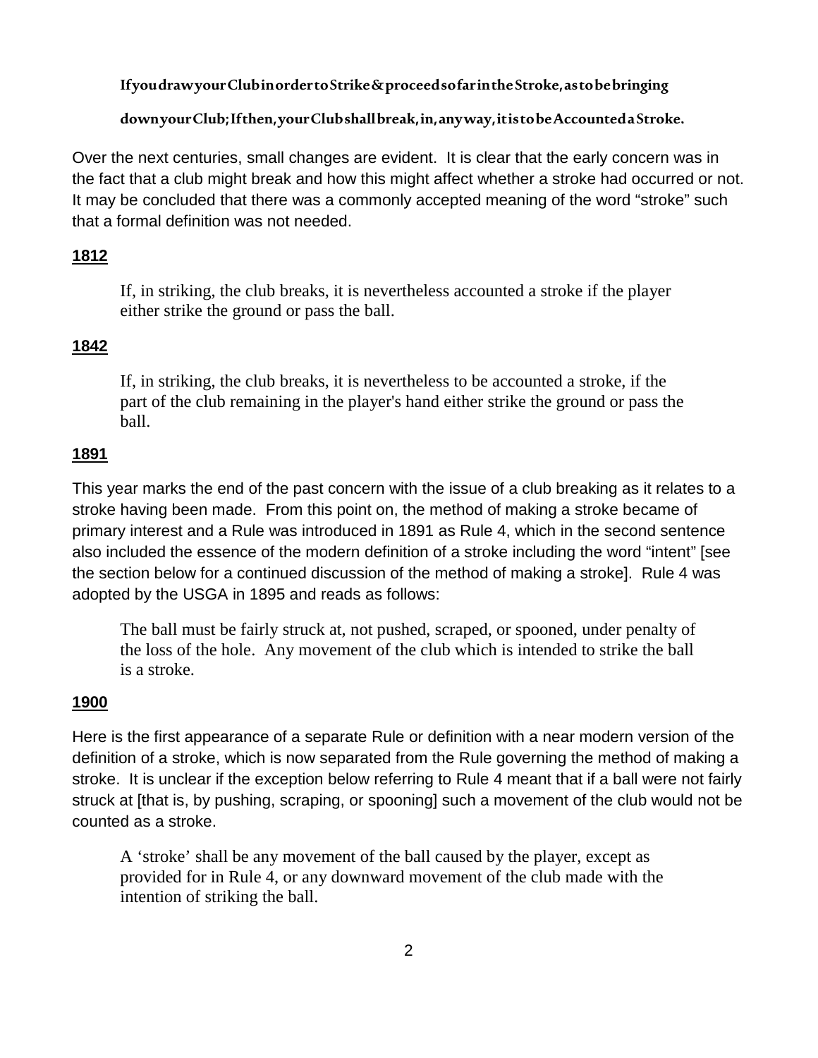**If you draw your Club in order to Strike & proceed so far in the Stroke, as to be bringing down your Club; If then, your Club shall break, in, any way, it is to be Accounted a Stroke.**

Over the next centuries, small changes are evident. It is clear that the early concern was in the fact that a club might break and how this might affect whether a stroke had occurred or not. It may be concluded that there was a commonly accepted meaning of the word "stroke" such that a formal definition was not needed.

**<u>1812</u>**

> If, in striking, the club breaks, it is nevertheless accounted a stroke if the player either strike the ground or pass the ball.

**<u>1842</u>**

> If, in striking, the club breaks, it is nevertheless to be accounted a stroke, if the part of the club remaining in the player's hand either strike the ground or pass the ball.

**<u>1891</u>**

This year marks the end of the past concern with the issue of a club breaking as it relates to a stroke having been made. From this point on, the method of making a stroke became of primary interest and a Rule was introduced in 1891 as Rule 4, which in the second sentence also included the essence of the modern definition of a stroke including the word "intent" [see the section below for a continued discussion of the method of making a stroke]. Rule 4 was adopted by the USGA in 1895 and reads as follows:

> The ball must be fairly struck at, not pushed, scraped, or spooned, under penalty of the loss of the hole. Any movement of the club which is intended to strike the ball is a stroke.

**<u>1900</u>**

Here is the first appearance of a separate Rule or definition with a near modern version of the definition of a stroke, which is now separated from the Rule governing the method of making a stroke. It is unclear if the exception below referring to Rule 4 meant that if a ball were not fairly struck at [that is, by pushing, scraping, or spooning] such a movement of the club would not be counted as a stroke.

> A 'stroke' shall be any movement of the ball caused by the player, except as provided for in Rule 4, or any downward movement of the club made with the intention of striking the ball.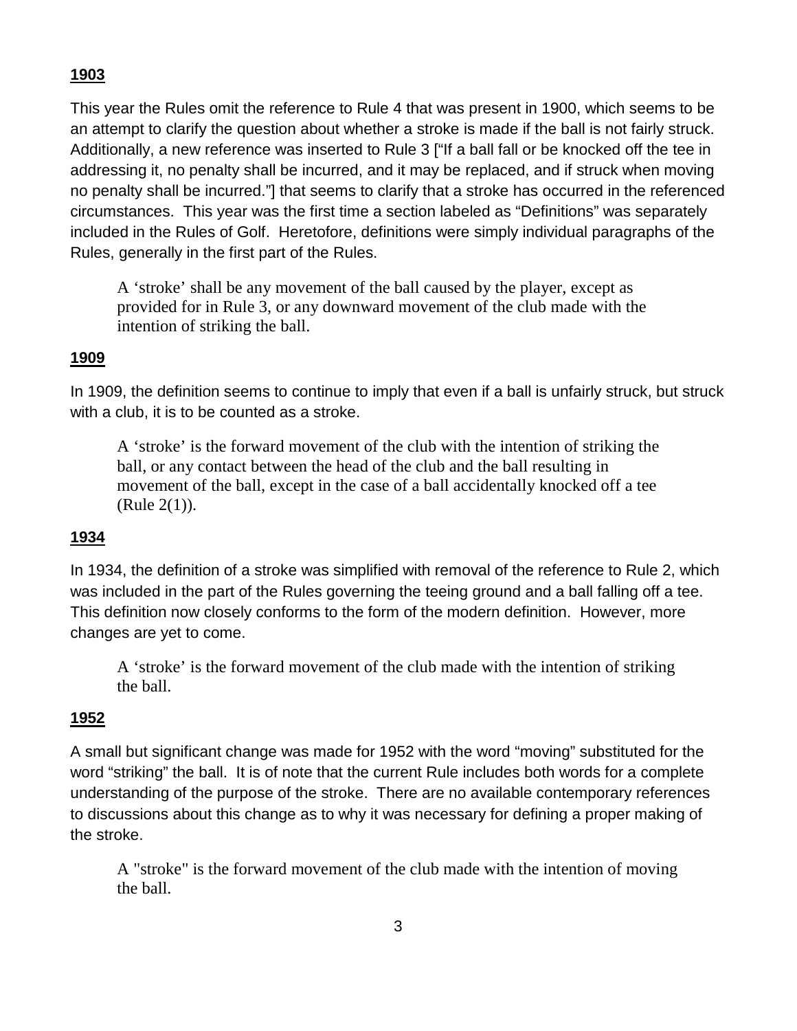## 1903

This year the Rules omit the reference to Rule 4 that was present in 1900, which seems to be an attempt to clarify the question about whether a stroke is made if the ball is not fairly struck. Additionally, a new reference was inserted to Rule 3 ["If a ball fall or be knocked off the tee in addressing it, no penalty shall be incurred, and it may be replaced, and if struck when moving no penalty shall be incurred."] that seems to clarify that a stroke has occurred in the referenced circumstances. This year was the first time a section labeled as "Definitions" was separately included in the Rules of Golf. Heretofore, definitions were simply individual paragraphs of the Rules, generally in the first part of the Rules.

> A 'stroke' shall be any movement of the ball caused by the player, except as provided for in Rule 3, or any downward movement of the club made with the intention of striking the ball.

## 1909

In 1909, the definition seems to continue to imply that even if a ball is unfairly struck, but struck with a club, it is to be counted as a stroke.

> A 'stroke' is the forward movement of the club with the intention of striking the ball, or any contact between the head of the club and the ball resulting in movement of the ball, except in the case of a ball accidentally knocked off a tee (Rule 2(1)).

## 1934

In 1934, the definition of a stroke was simplified with removal of the reference to Rule 2, which was included in the part of the Rules governing the teeing ground and a ball falling off a tee. This definition now closely conforms to the form of the modern definition. However, more changes are yet to come.

> A 'stroke' is the forward movement of the club made with the intention of striking the ball.

## 1952

A small but significant change was made for 1952 with the word "moving" substituted for the word "striking" the ball. It is of note that the current Rule includes both words for a complete understanding of the purpose of the stroke. There are no available contemporary references to discussions about this change as to why it was necessary for defining a proper making of the stroke.

> A "stroke" is the forward movement of the club made with the intention of moving the ball.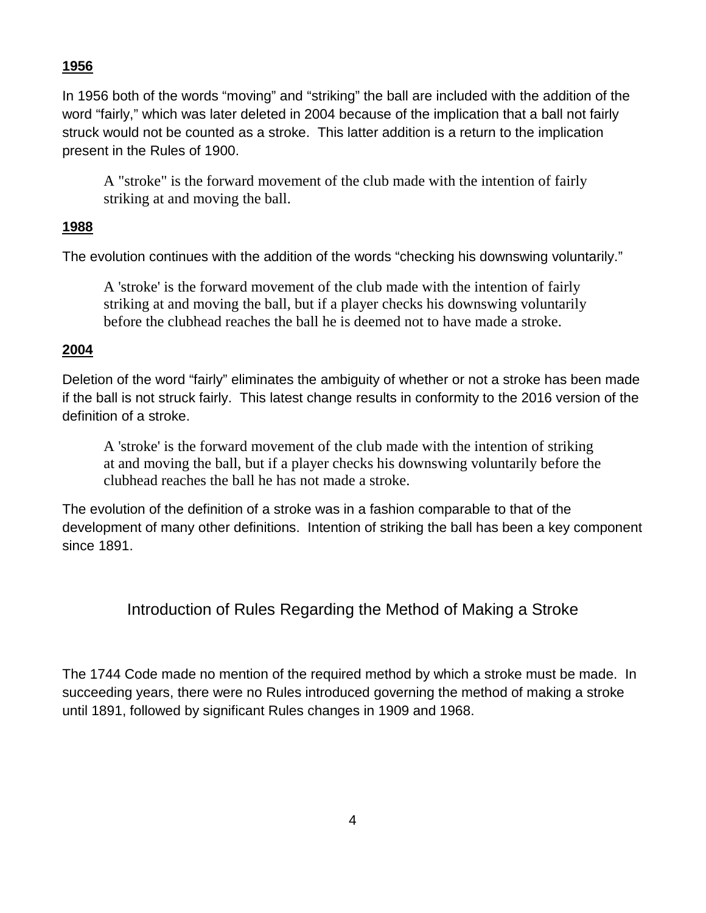**1956**

In 1956 both of the words “moving” and “striking” the ball are included with the addition of the word “fairly,” which was later deleted in 2004 because of the implication that a ball not fairly struck would not be counted as a stroke. This latter addition is a return to the implication present in the Rules of 1900.

> A "stroke" is the forward movement of the club made with the intention of fairly striking at and moving the ball.

**1988**

The evolution continues with the addition of the words “checking his downswing voluntarily.”

> A 'stroke' is the forward movement of the club made with the intention of fairly striking at and moving the ball, but if a player checks his downswing voluntarily before the clubhead reaches the ball he is deemed not to have made a stroke.

**2004**

Deletion of the word “fairly” eliminates the ambiguity of whether or not a stroke has been made if the ball is not struck fairly. This latest change results in conformity to the 2016 version of the definition of a stroke.

> A 'stroke' is the forward movement of the club made with the intention of striking at and moving the ball, but if a player checks his downswing voluntarily before the clubhead reaches the ball he has not made a stroke.

The evolution of the definition of a stroke was in a fashion comparable to that of the development of many other definitions. Intention of striking the ball has been a key component since 1891.

## Introduction of Rules Regarding the Method of Making a Stroke

The 1744 Code made no mention of the required method by which a stroke must be made. In succeeding years, there were no Rules introduced governing the method of making a stroke until 1891, followed by significant Rules changes in 1909 and 1968.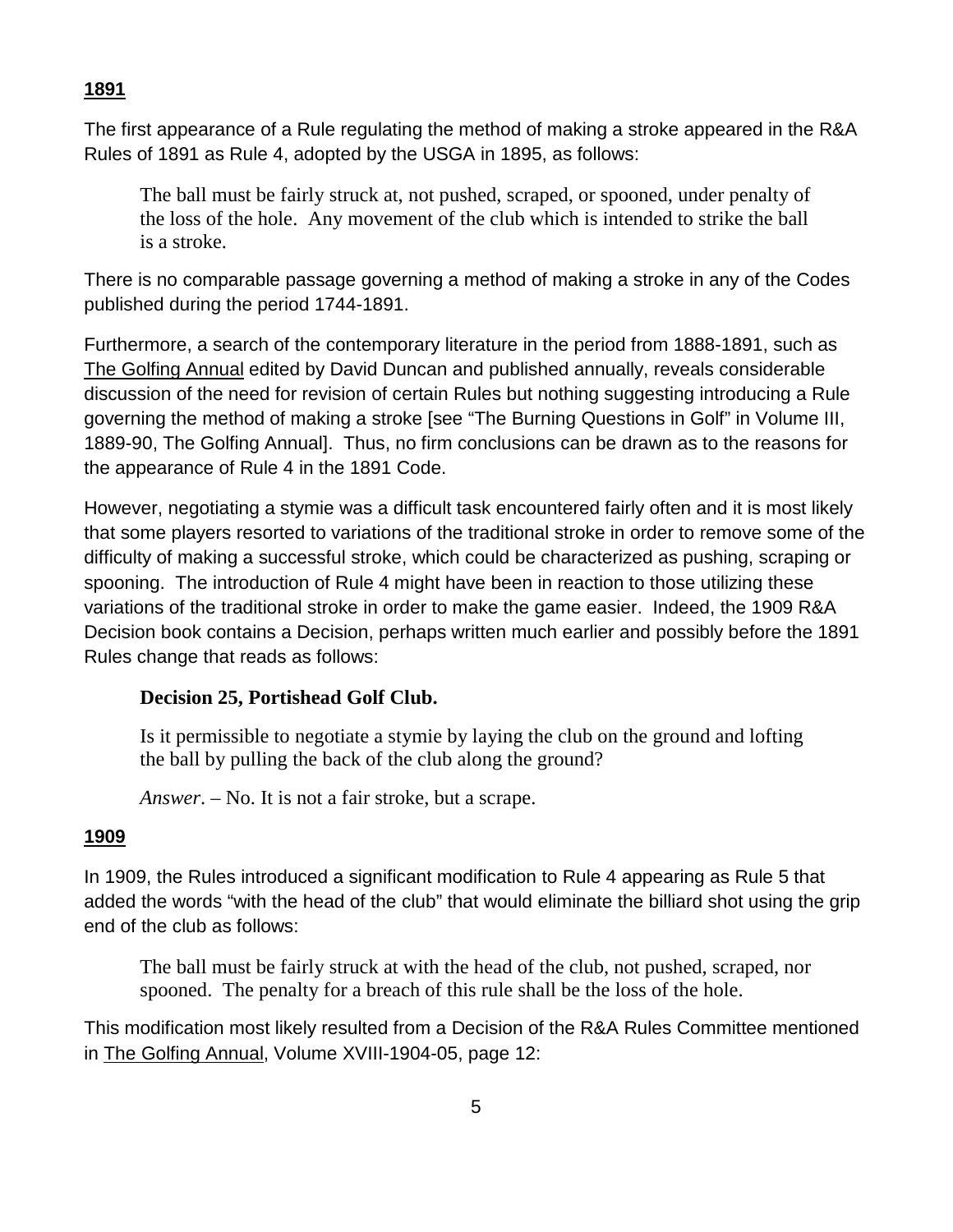**1891**

The first appearance of a Rule regulating the method of making a stroke appeared in the R&A Rules of 1891 as Rule 4, adopted by the USGA in 1895, as follows:

> The ball must be fairly struck at, not pushed, scraped, or spooned, under penalty of the loss of the hole. Any movement of the club which is intended to strike the ball is a stroke.

There is no comparable passage governing a method of making a stroke in any of the Codes published during the period 1744-1891.

Furthermore, a search of the contemporary literature in the period from 1888-1891, such as The Golfing Annual edited by David Duncan and published annually, reveals considerable discussion of the need for revision of certain Rules but nothing suggesting introducing a Rule governing the method of making a stroke [see "The Burning Questions in Golf" in Volume III, 1889-90, The Golfing Annual]. Thus, no firm conclusions can be drawn as to the reasons for the appearance of Rule 4 in the 1891 Code.

However, negotiating a stymie was a difficult task encountered fairly often and it is most likely that some players resorted to variations of the traditional stroke in order to remove some of the difficulty of making a successful stroke, which could be characterized as pushing, scraping or spooning. The introduction of Rule 4 might have been in reaction to those utilizing these variations of the traditional stroke in order to make the game easier. Indeed, the 1909 R&A Decision book contains a Decision, perhaps written much earlier and possibly before the 1891 Rules change that reads as follows:

> **Decision 25, Portishead Golf Club.**
>
> Is it permissible to negotiate a stymie by laying the club on the ground and lofting the ball by pulling the back of the club along the ground?
>
> *Answer*. – No. It is not a fair stroke, but a scrape.

**1909**

In 1909, the Rules introduced a significant modification to Rule 4 appearing as Rule 5 that added the words "with the head of the club" that would eliminate the billiard shot using the grip end of the club as follows:

> The ball must be fairly struck at with the head of the club, not pushed, scraped, nor spooned. The penalty for a breach of this rule shall be the loss of the hole.

This modification most likely resulted from a Decision of the R&A Rules Committee mentioned in The Golfing Annual, Volume XVIII-1904-05, page 12: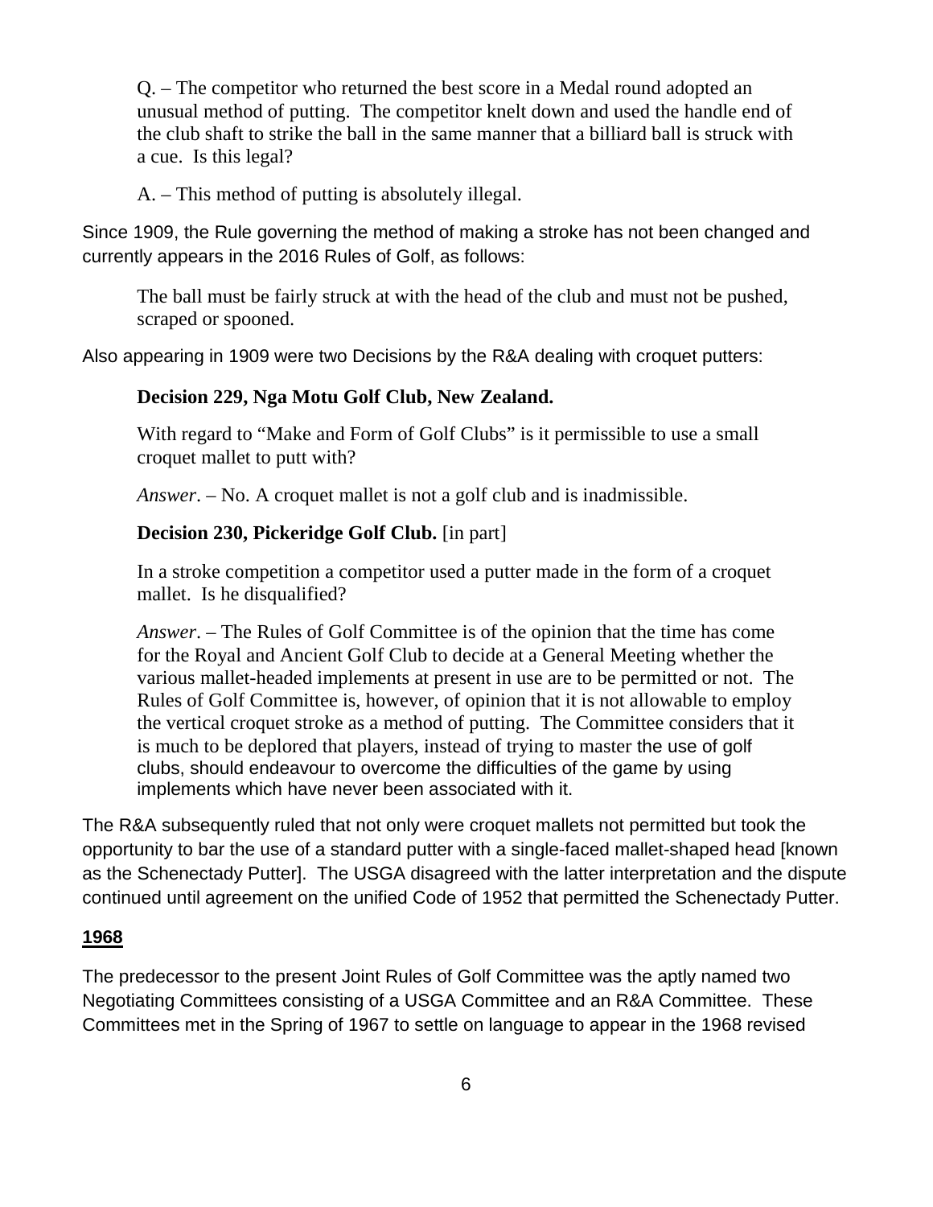> Q. – The competitor who returned the best score in a Medal round adopted an unusual method of putting. The competitor knelt down and used the handle end of the club shaft to strike the ball in the same manner that a billiard ball is struck with a cue. Is this legal?
>
> A. – This method of putting is absolutely illegal.

Since 1909, the Rule governing the method of making a stroke has not been changed and currently appears in the 2016 Rules of Golf, as follows:

> The ball must be fairly struck at with the head of the club and must not be pushed, scraped or spooned.

Also appearing in 1909 were two Decisions by the R&A dealing with croquet putters:

> **Decision 229, Nga Motu Golf Club, New Zealand.**
>
> With regard to "Make and Form of Golf Clubs" is it permissible to use a small croquet mallet to putt with?
>
> *Answer*. – No. A croquet mallet is not a golf club and is inadmissible.
>
> **Decision 230, Pickeridge Golf Club.** [in part]
>
> In a stroke competition a competitor used a putter made in the form of a croquet mallet. Is he disqualified?
>
> *Answer*. – The Rules of Golf Committee is of the opinion that the time has come for the Royal and Ancient Golf Club to decide at a General Meeting whether the various mallet-headed implements at present in use are to be permitted or not. The Rules of Golf Committee is, however, of opinion that it is not allowable to employ the vertical croquet stroke as a method of putting. The Committee considers that it is much to be deplored that players, instead of trying to master the use of golf clubs, should endeavour to overcome the difficulties of the game by using implements which have never been associated with it.

The R&A subsequently ruled that not only were croquet mallets not permitted but took the opportunity to bar the use of a standard putter with a single-faced mallet-shaped head [known as the Schenectady Putter]. The USGA disagreed with the latter interpretation and the dispute continued until agreement on the unified Code of 1952 that permitted the Schenectady Putter.

## 1968

The predecessor to the present Joint Rules of Golf Committee was the aptly named two Negotiating Committees consisting of a USGA Committee and an R&A Committee. These Committees met in the Spring of 1967 to settle on language to appear in the 1968 revised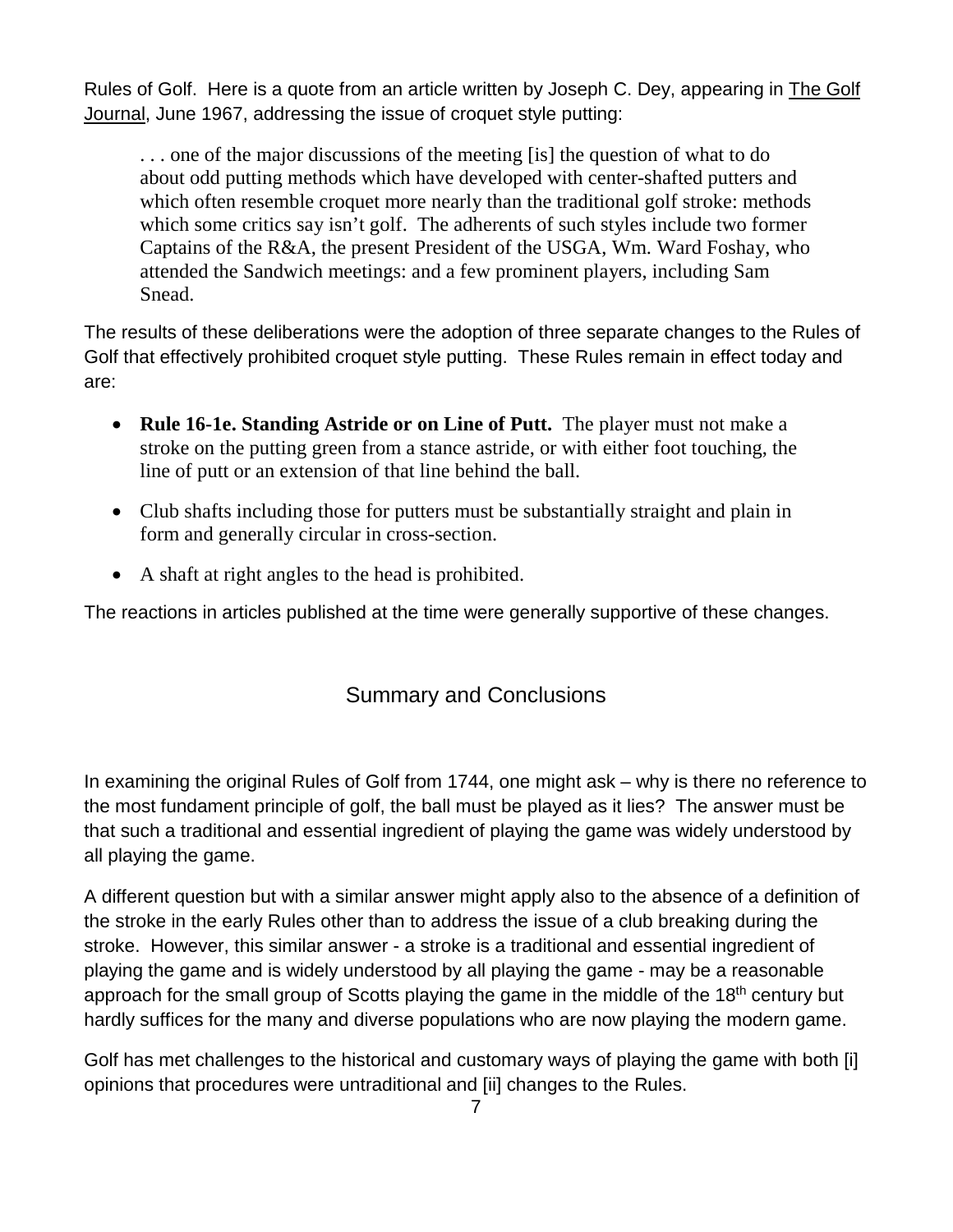Rules of Golf. Here is a quote from an article written by Joseph C. Dey, appearing in The Golf Journal, June 1967, addressing the issue of croquet style putting:

> . . . one of the major discussions of the meeting [is] the question of what to do about odd putting methods which have developed with center-shafted putters and which often resemble croquet more nearly than the traditional golf stroke: methods which some critics say isn't golf. The adherents of such styles include two former Captains of the R&A, the present President of the USGA, Wm. Ward Foshay, who attended the Sandwich meetings: and a few prominent players, including Sam Snead.

The results of these deliberations were the adoption of three separate changes to the Rules of Golf that effectively prohibited croquet style putting. These Rules remain in effect today and are:

- **Rule 16-1e. Standing Astride or on Line of Putt.** The player must not make a stroke on the putting green from a stance astride, or with either foot touching, the line of putt or an extension of that line behind the ball.
- Club shafts including those for putters must be substantially straight and plain in form and generally circular in cross-section.
- A shaft at right angles to the head is prohibited.

The reactions in articles published at the time were generally supportive of these changes.

## Summary and Conclusions

In examining the original Rules of Golf from 1744, one might ask – why is there no reference to the most fundament principle of golf, the ball must be played as it lies? The answer must be that such a traditional and essential ingredient of playing the game was widely understood by all playing the game.

A different question but with a similar answer might apply also to the absence of a definition of the stroke in the early Rules other than to address the issue of a club breaking during the stroke. However, this similar answer - a stroke is a traditional and essential ingredient of playing the game and is widely understood by all playing the game - may be a reasonable approach for the small group of Scotts playing the game in the middle of the 18th century but hardly suffices for the many and diverse populations who are now playing the modern game.

Golf has met challenges to the historical and customary ways of playing the game with both [i] opinions that procedures were untraditional and [ii] changes to the Rules.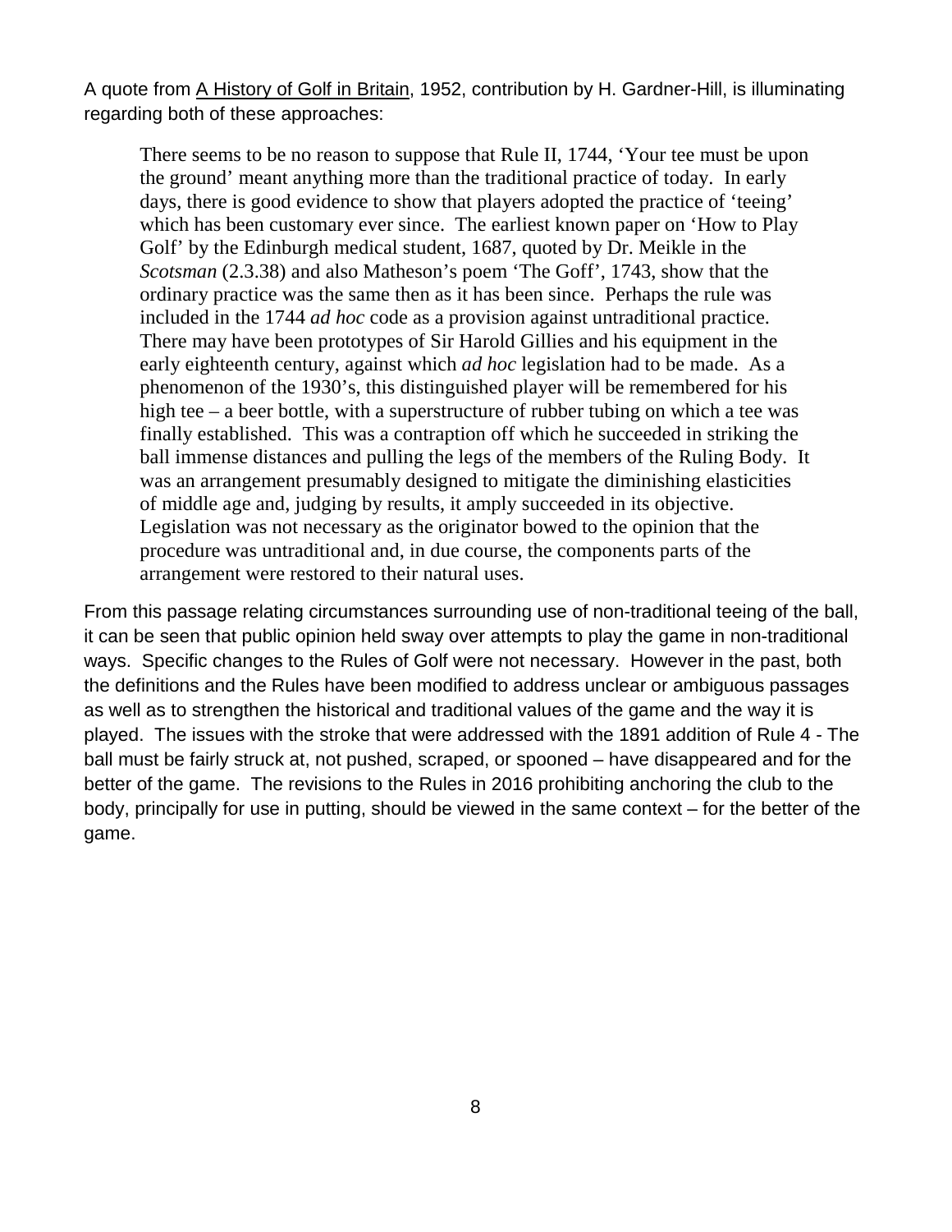A quote from A History of Golf in Britain, 1952, contribution by H. Gardner-Hill, is illuminating regarding both of these approaches:

> There seems to be no reason to suppose that Rule II, 1744, 'Your tee must be upon the ground' meant anything more than the traditional practice of today. In early days, there is good evidence to show that players adopted the practice of 'teeing' which has been customary ever since. The earliest known paper on 'How to Play Golf' by the Edinburgh medical student, 1687, quoted by Dr. Meikle in the *Scotsman* (2.3.38) and also Matheson's poem 'The Goff', 1743, show that the ordinary practice was the same then as it has been since. Perhaps the rule was included in the 1744 *ad hoc* code as a provision against untraditional practice. There may have been prototypes of Sir Harold Gillies and his equipment in the early eighteenth century, against which *ad hoc* legislation had to be made. As a phenomenon of the 1930's, this distinguished player will be remembered for his high tee – a beer bottle, with a superstructure of rubber tubing on which a tee was finally established. This was a contraption off which he succeeded in striking the ball immense distances and pulling the legs of the members of the Ruling Body. It was an arrangement presumably designed to mitigate the diminishing elasticities of middle age and, judging by results, it amply succeeded in its objective. Legislation was not necessary as the originator bowed to the opinion that the procedure was untraditional and, in due course, the components parts of the arrangement were restored to their natural uses.

From this passage relating circumstances surrounding use of non-traditional teeing of the ball, it can be seen that public opinion held sway over attempts to play the game in non-traditional ways. Specific changes to the Rules of Golf were not necessary. However in the past, both the definitions and the Rules have been modified to address unclear or ambiguous passages as well as to strengthen the historical and traditional values of the game and the way it is played. The issues with the stroke that were addressed with the 1891 addition of Rule 4 - The ball must be fairly struck at, not pushed, scraped, or spooned – have disappeared and for the better of the game. The revisions to the Rules in 2016 prohibiting anchoring the club to the body, principally for use in putting, should be viewed in the same context – for the better of the game.